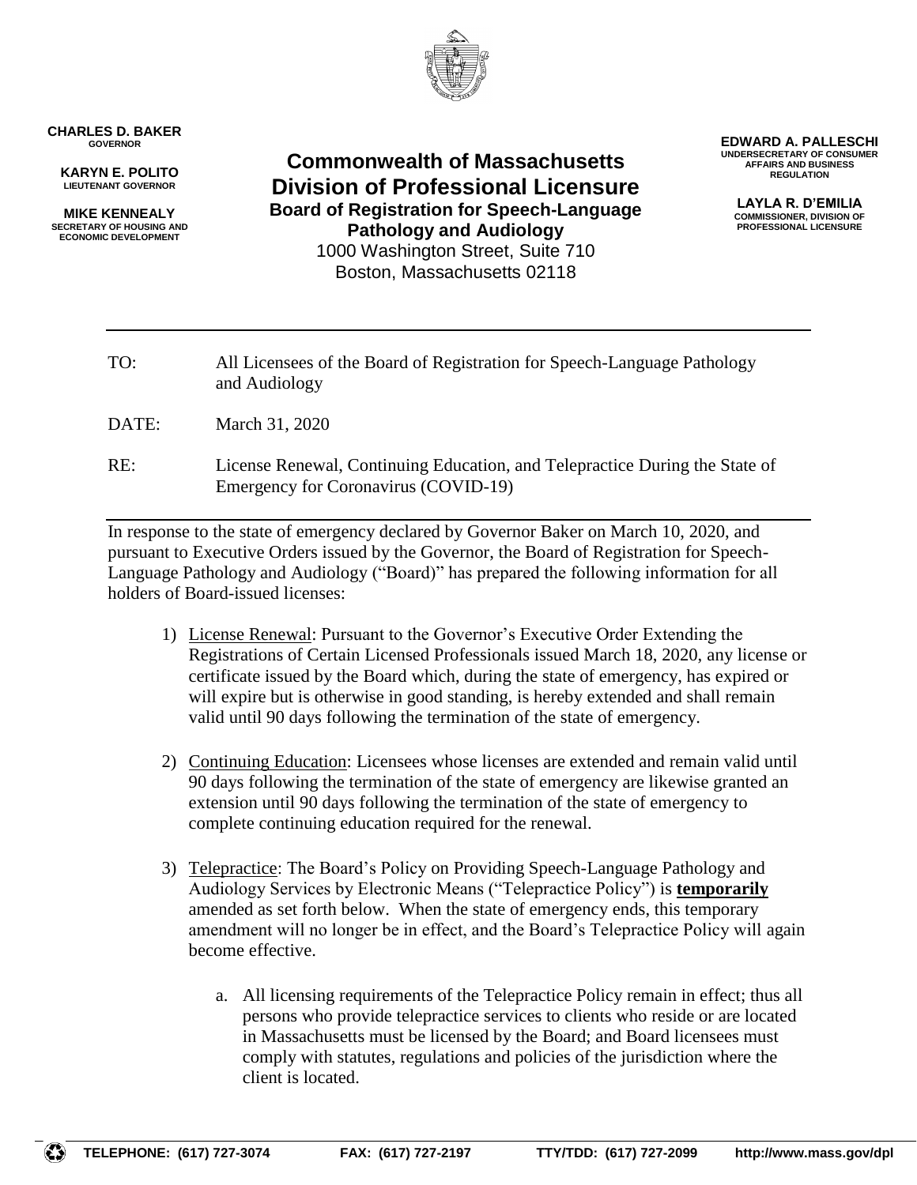**CHARLES D. BAKER**
GOVERNOR

**KARYN E. POLITO**
LIEUTENANT GOVERNOR

**MIKE KENNEALY**
SECRETARY OF HOUSING AND ECONOMIC DEVELOPMENT

# Commonwealth of Massachusetts
# Division of Professional Licensure
## Board of Registration for Speech-Language Pathology and Audiology

1000 Washington Street, Suite 710
Boston, Massachusetts 02118

**EDWARD A. PALLESCHI**
UNDERSECRETARY OF CONSUMER AFFAIRS AND BUSINESS REGULATION

**LAYLA R. D'EMILIA**
COMMISSIONER, DIVISION OF PROFESSIONAL LICENSURE

---

TO: All Licensees of the Board of Registration for Speech-Language Pathology and Audiology

DATE: March 31, 2020

RE: License Renewal, Continuing Education, and Telepractice During the State of Emergency for Coronavirus (COVID-19)

---

In response to the state of emergency declared by Governor Baker on March 10, 2020, and pursuant to Executive Orders issued by the Governor, the Board of Registration for Speech-Language Pathology and Audiology ("Board)" has prepared the following information for all holders of Board-issued licenses:

1) License Renewal: Pursuant to the Governor's Executive Order Extending the Registrations of Certain Licensed Professionals issued March 18, 2020, any license or certificate issued by the Board which, during the state of emergency, has expired or will expire but is otherwise in good standing, is hereby extended and shall remain valid until 90 days following the termination of the state of emergency.

2) Continuing Education: Licensees whose licenses are extended and remain valid until 90 days following the termination of the state of emergency are likewise granted an extension until 90 days following the termination of the state of emergency to complete continuing education required for the renewal.

3) Telepractice: The Board's Policy on Providing Speech-Language Pathology and Audiology Services by Electronic Means ("Telepractice Policy") is **temporarily** amended as set forth below. When the state of emergency ends, this temporary amendment will no longer be in effect, and the Board's Telepractice Policy will again become effective.

    a. All licensing requirements of the Telepractice Policy remain in effect; thus all persons who provide telepractice services to clients who reside or are located in Massachusetts must be licensed by the Board; and Board licensees must comply with statutes, regulations and policies of the jurisdiction where the client is located.

TELEPHONE: (617) 727-3074 FAX: (617) 727-2197 TTY/TDD: (617) 727-2099 http://www.mass.gov/dpl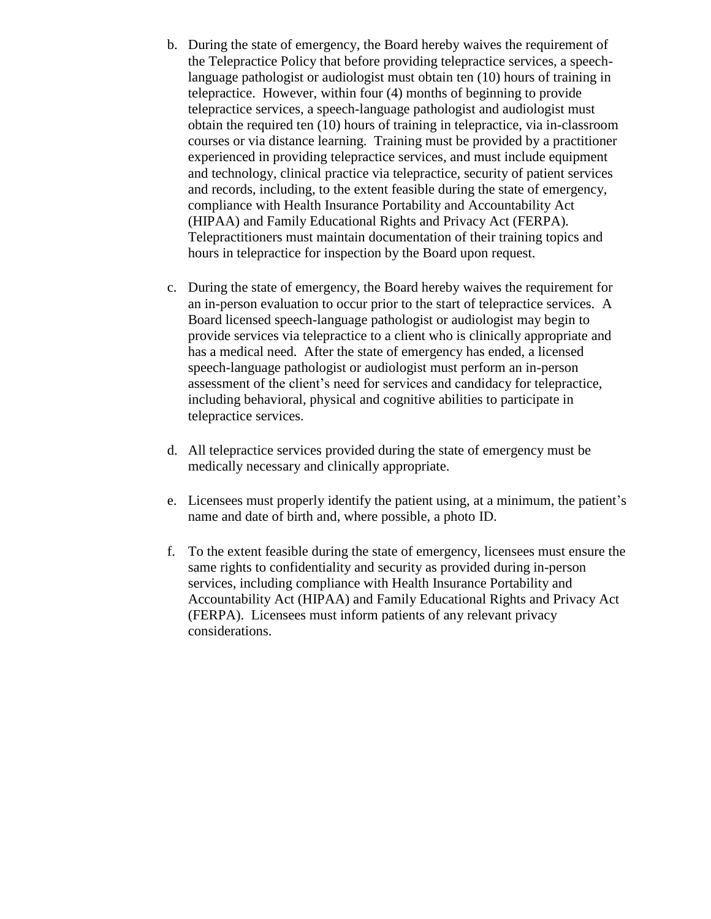b. During the state of emergency, the Board hereby waives the requirement of the Telepractice Policy that before providing telepractice services, a speech-language pathologist or audiologist must obtain ten (10) hours of training in telepractice. However, within four (4) months of beginning to provide telepractice services, a speech-language pathologist and audiologist must obtain the required ten (10) hours of training in telepractice, via in-classroom courses or via distance learning. Training must be provided by a practitioner experienced in providing telepractice services, and must include equipment and technology, clinical practice via telepractice, security of patient services and records, including, to the extent feasible during the state of emergency, compliance with Health Insurance Portability and Accountability Act (HIPAA) and Family Educational Rights and Privacy Act (FERPA). Telepractitioners must maintain documentation of their training topics and hours in telepractice for inspection by the Board upon request.

c. During the state of emergency, the Board hereby waives the requirement for an in-person evaluation to occur prior to the start of telepractice services. A Board licensed speech-language pathologist or audiologist may begin to provide services via telepractice to a client who is clinically appropriate and has a medical need. After the state of emergency has ended, a licensed speech-language pathologist or audiologist must perform an in-person assessment of the client's need for services and candidacy for telepractice, including behavioral, physical and cognitive abilities to participate in telepractice services.

d. All telepractice services provided during the state of emergency must be medically necessary and clinically appropriate.

e. Licensees must properly identify the patient using, at a minimum, the patient's name and date of birth and, where possible, a photo ID.

f. To the extent feasible during the state of emergency, licensees must ensure the same rights to confidentiality and security as provided during in-person services, including compliance with Health Insurance Portability and Accountability Act (HIPAA) and Family Educational Rights and Privacy Act (FERPA). Licensees must inform patients of any relevant privacy considerations.